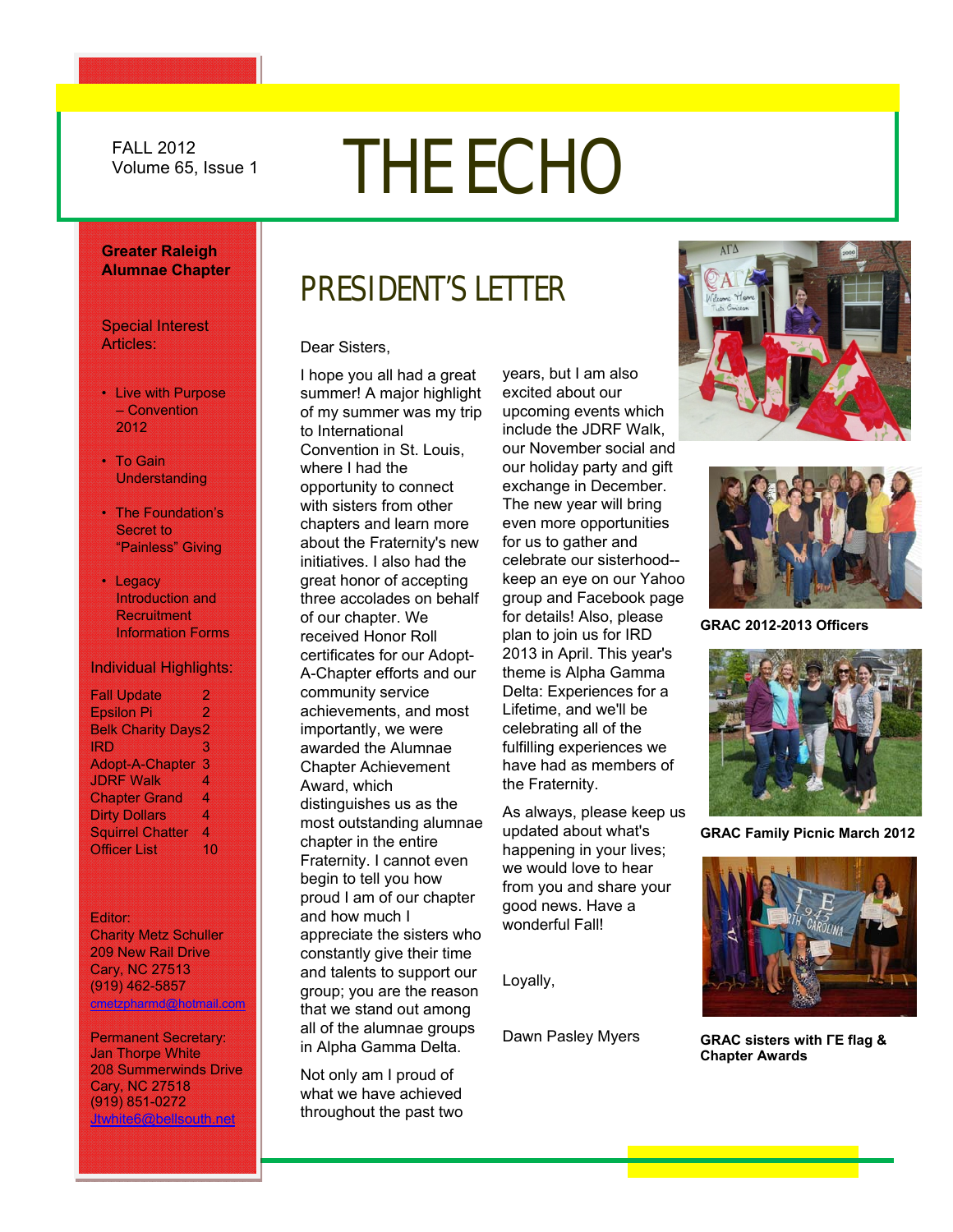FALL 2012
Volume 65, Issue 1

# THE ECHO

**Greater Raleigh Alumnae Chapter**

Special Interest Articles:

- Live with Purpose – Convention 2012
- To Gain Understanding
- The Foundation's Secret to "Painless" Giving
- Legacy Introduction and Recruitment Information Forms

Individual Highlights:

| | |
|---|---|
| Fall Update | 2 |
| Epsilon Pi | 2 |
| Belk Charity Days | 2 |
| IRD | 3 |
| Adopt-A-Chapter | 3 |
| JDRF Walk | 4 |
| Chapter Grand | 4 |
| Dirty Dollars | 4 |
| Squirrel Chatter | 4 |
| Officer List | 10 |

Editor:
Charity Metz Schuller
209 New Rail Drive
Cary, NC 27513
(919) 462-5857
cmetzpharmd@hotmail.com

Permanent Secretary:
Jan Thorpe White
208 Summerwinds Drive
Cary, NC 27518
(919) 851-0272
Jtwhite6@bellsouth.net

## PRESIDENT'S LETTER

Dear Sisters,

I hope you all had a great summer! A major highlight of my summer was my trip to International Convention in St. Louis, where I had the opportunity to connect with sisters from other chapters and learn more about the Fraternity's new initiatives. I also had the great honor of accepting three accolades on behalf of our chapter. We received Honor Roll certificates for our Adopt-A-Chapter efforts and our community service achievements, and most importantly, we were awarded the Alumnae Chapter Achievement Award, which distinguishes us as the most outstanding alumnae chapter in the entire Fraternity. I cannot even begin to tell you how proud I am of our chapter and how much I appreciate the sisters who constantly give their time and talents to support our group; you are the reason that we stand out among all of the alumnae groups in Alpha Gamma Delta.

Not only am I proud of what we have achieved throughout the past two years, but I am also excited about our upcoming events which include the JDRF Walk, our November social and our holiday party and gift exchange in December. The new year will bring even more opportunities for us to gather and celebrate our sisterhood--keep an eye on our Yahoo group and Facebook page for details! Also, please plan to join us for IRD 2013 in April. This year's theme is Alpha Gamma Delta: Experiences for a Lifetime, and we'll be celebrating all of the fulfilling experiences we have had as members of the Fraternity.

As always, please keep us updated about what's happening in your lives; we would love to hear from you and share your good news. Have a wonderful Fall!

Loyally,

Dawn Pasley Myers

**GRAC 2012-2013 Officers**

**GRAC Family Picnic March 2012**

**GRAC sisters with ΓE flag & Chapter Awards**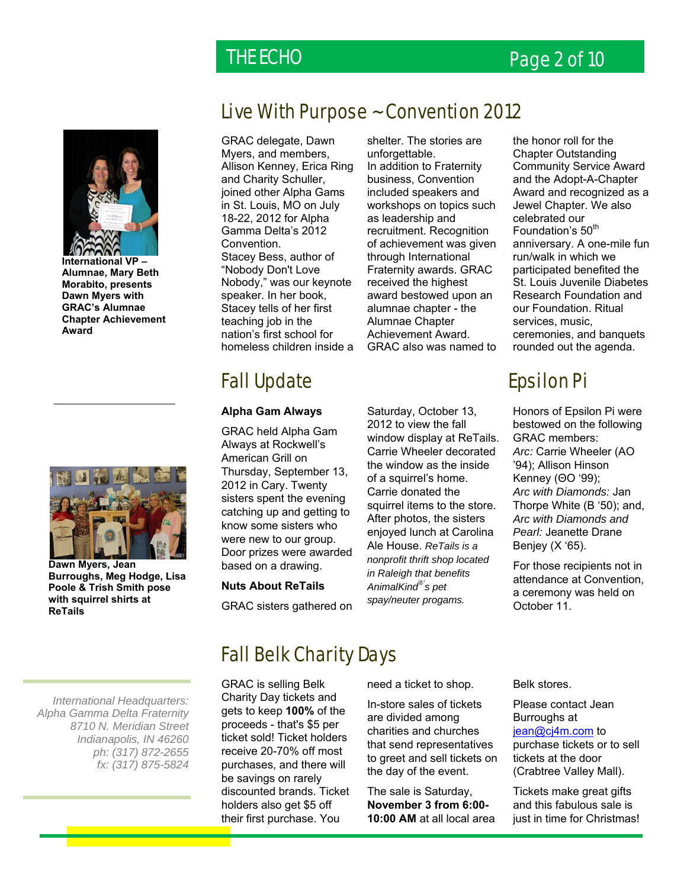## Live With Purpose ~ Convention 2012

GRAC delegate, Dawn Myers, and members, Allison Kenney, Erica Ring and Charity Schuller, joined other Alpha Gams in St. Louis, MO on July 18-22, 2012 for Alpha Gamma Delta's 2012 Convention.

Stacey Bess, author of "Nobody Don't Love Nobody," was our keynote speaker. In her book, Stacey tells of her first teaching job in the nation's first school for homeless children inside a shelter. The stories are unforgettable.

In addition to Fraternity business, Convention included speakers and workshops on topics such as leadership and recruitment. Recognition of achievement was given through International Fraternity awards. GRAC received the highest award bestowed upon an alumnae chapter - the Alumnae Chapter Achievement Award. GRAC also was named to the honor roll for the Chapter Outstanding Community Service Award and the Adopt-A-Chapter Award and recognized as a Jewel Chapter. We also celebrated our Foundation's 50th anniversary. A one-mile fun run/walk in which we participated benefited the St. Louis Juvenile Diabetes Research Foundation and our Foundation. Ritual services, music, ceremonies, and banquets rounded out the agenda.

**International VP – Alumnae, Mary Beth Morabito, presents Dawn Myers with GRAC's Alumnae Chapter Achievement Award**

## Fall Update

**Alpha Gam Always**

GRAC held Alpha Gam Always at Rockwell's American Grill on Thursday, September 13, 2012 in Cary. Twenty sisters spent the evening catching up and getting to know some sisters who were new to our group. Door prizes were awarded based on a drawing.

**Nuts About ReTails**

GRAC sisters gathered on Saturday, October 13, 2012 to view the fall window display at ReTails. Carrie Wheeler decorated the window as the inside of a squirrel's home. Carrie donated the squirrel items to the store. After photos, the sisters enjoyed lunch at Carolina Ale House. *ReTails is a nonprofit thrift shop located in Raleigh that benefits AnimalKind®'s pet spay/neuter progams.*

**Dawn Myers, Jean Burroughs, Meg Hodge, Lisa Poole & Trish Smith pose with squirrel shirts at ReTails**

## Epsilon Pi

Honors of Epsilon Pi were bestowed on the following GRAC members:
*Arc:* Carrie Wheeler (AO '94); Allison Hinson Kenney (ΘO '99);
*Arc with Diamonds:* Jan Thorpe White (B '50); and,
*Arc with Diamonds and Pearl:* Jeanette Drane Benjey (X '65).

For those recipients not in attendance at Convention, a ceremony was held on October 11.

## Fall Belk Charity Days

GRAC is selling Belk Charity Day tickets and gets to keep **100%** of the proceeds - that's $5 per ticket sold! Ticket holders receive 20-70% off most purchases, and there will be savings on rarely discounted brands. Ticket holders also get $5 off their first purchase. You need a ticket to shop.

In-store sales of tickets are divided among charities and churches that send representatives to greet and sell tickets on the day of the event.

The sale is Saturday, **November 3 from 6:00-10:00 AM** at all local area Belk stores.

Please contact Jean Burroughs at jean@cj4m.com to purchase tickets or to sell tickets at the door (Crabtree Valley Mall).

Tickets make great gifts and this fabulous sale is just in time for Christmas!

*International Headquarters:*
*Alpha Gamma Delta Fraternity*
*8710 N. Meridian Street*
*Indianapolis, IN 46260*
*ph: (317) 872-2655*
*fx: (317) 875-5824*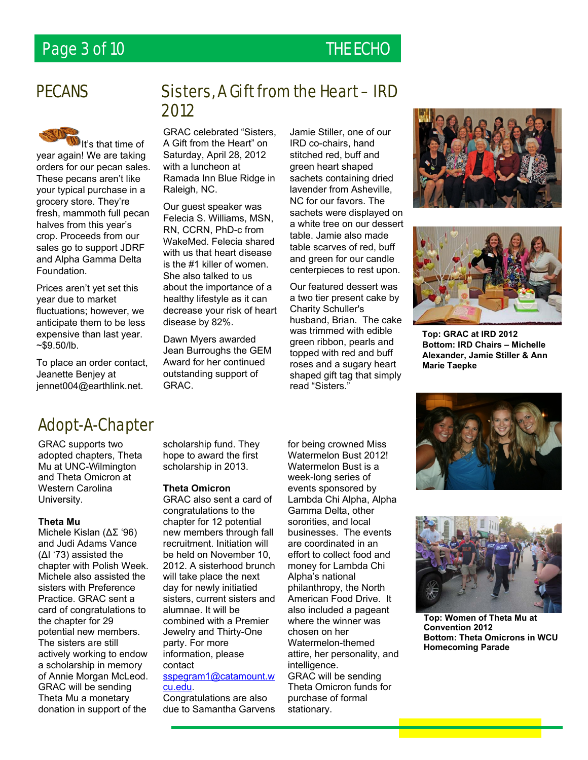## PECANS

It's that time of year again! We are taking orders for our pecan sales. These pecans aren't like your typical purchase in a grocery store. They're fresh, mammoth full pecan halves from this year's crop. Proceeds from our sales go to support JDRF and Alpha Gamma Delta Foundation.

Prices aren't yet set this year due to market fluctuations; however, we anticipate them to be less expensive than last year. ~$9.50/lb.

To place an order contact, Jeanette Benjey at jennet004@earthlink.net.

## Sisters, A Gift from the Heart – IRD 2012

GRAC celebrated "Sisters, A Gift from the Heart" on Saturday, April 28, 2012 with a luncheon at Ramada Inn Blue Ridge in Raleigh, NC.

Our guest speaker was Felecia S. Williams, MSN, RN, CCRN, PhD-c from WakeMed. Felecia shared with us that heart disease is the #1 killer of women. She also talked to us about the importance of a healthy lifestyle as it can decrease your risk of heart disease by 82%.

Dawn Myers awarded Jean Burroughs the GEM Award for her continued outstanding support of GRAC.

Jamie Stiller, one of our IRD co-chairs, hand stitched red, buff and green heart shaped sachets containing dried lavender from Asheville, NC for our favors. The sachets were displayed on a white tree on our dessert table. Jamie also made table scarves of red, buff and green for our candle centerpieces to rest upon.

Our featured dessert was a two tier present cake by Charity Schuller's husband, Brian. The cake was trimmed with edible green ribbon, pearls and topped with red and buff roses and a sugary heart shaped gift tag that simply read "Sisters."

**Top: GRAC at IRD 2012**
**Bottom: IRD Chairs – Michelle Alexander, Jamie Stiller & Ann Marie Taepke**

## Adopt-A-Chapter

GRAC supports two adopted chapters, Theta Mu at UNC-Wilmington and Theta Omicron at Western Carolina University.

**Theta Mu**
Michele Kislan (ΔΣ '96) and Judi Adams Vance (ΔI '73) assisted the chapter with Polish Week. Michele also assisted the sisters with Preference Practice. GRAC sent a card of congratulations to the chapter for 29 potential new members. The sisters are still actively working to endow a scholarship in memory of Annie Morgan McLeod. GRAC will be sending Theta Mu a monetary donation in support of the scholarship fund. They hope to award the first scholarship in 2013.

**Theta Omicron**
GRAC also sent a card of congratulations to the chapter for 12 potential new members through fall recruitment. Initiation will be held on November 10, 2012. A sisterhood brunch will take place the next day for newly initiatied sisters, current sisters and alumnae. It will be combined with a Premier Jewelry and Thirty-One party. For more information, please contact sspegram1@catamount.wcu.edu.
Congratulations are also due to Samantha Garvens for being crowned Miss Watermelon Bust 2012! Watermelon Bust is a week-long series of events sponsored by Lambda Chi Alpha, Alpha Gamma Delta, other sororities, and local businesses. The events are coordinated in an effort to collect food and money for Lambda Chi Alpha's national philanthropy, the North American Food Drive. It also included a pageant where the winner was chosen on her Watermelon-themed attire, her personality, and intelligence.
GRAC will be sending Theta Omicron funds for purchase of formal stationary.

**Top: Women of Theta Mu at Convention 2012**
**Bottom: Theta Omicrons in WCU Homecoming Parade**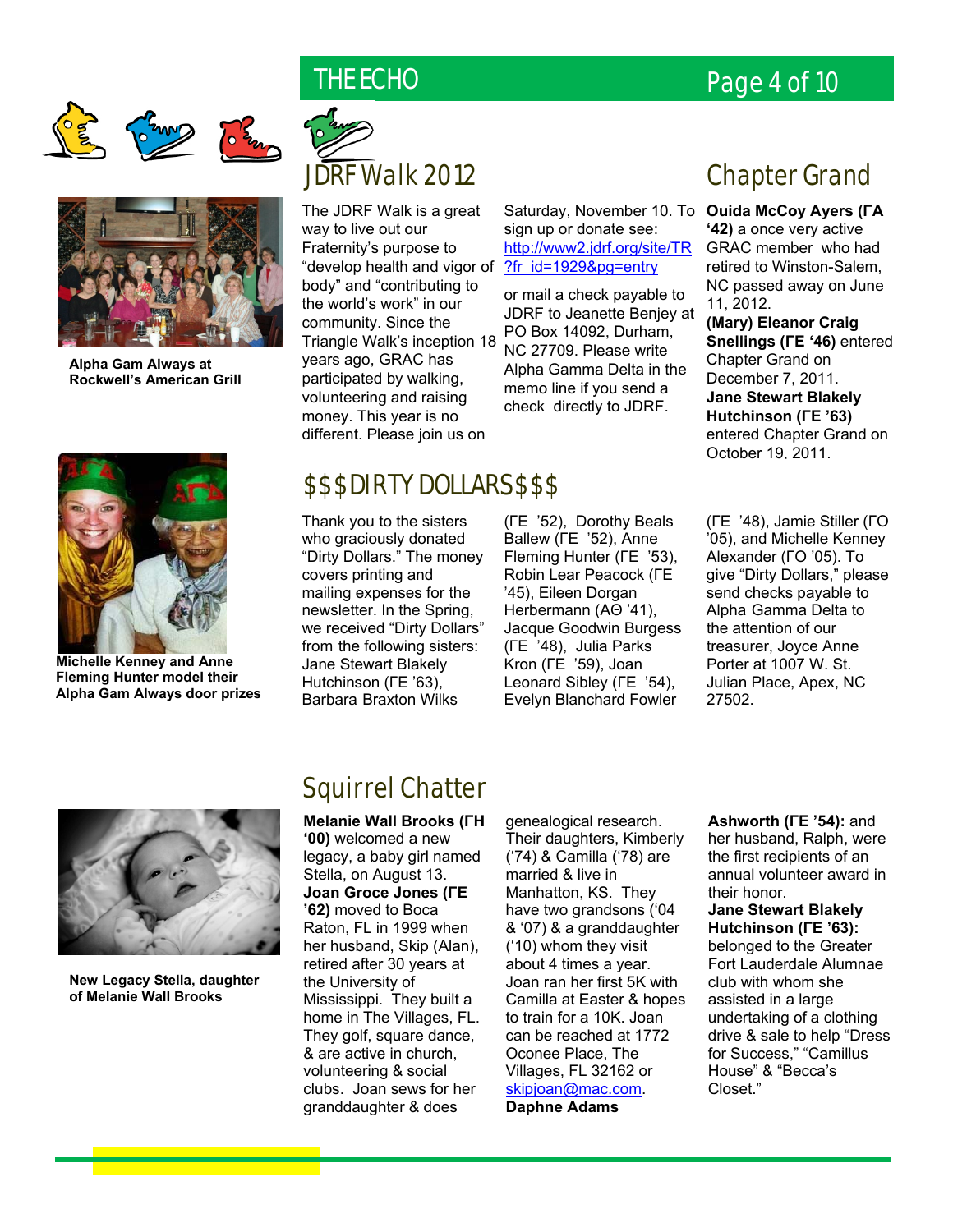## JDRF Walk 2012

The JDRF Walk is a great way to live out our Fraternity's purpose to "develop health and vigor of body" and "contributing to the world's work" in our community. Since the Triangle Walk's inception 18 years ago, GRAC has participated by walking, volunteering and raising money. This year is no different. Please join us on Saturday, November 10. To sign up or donate see: http://www2.jdrf.org/site/TR?fr_id=1929&pg=entry

or mail a check payable to JDRF to Jeanette Benjey at PO Box 14092, Durham, NC 27709. Please write Alpha Gamma Delta in the memo line if you send a check directly to JDRF.

## Chapter Grand

**Ouida McCoy Ayers (ΓΑ '42)** a once very active GRAC member who had retired to Winston-Salem, NC passed away on June 11, 2012.

**(Mary) Eleanor Craig Snellings (ΓΕ '46)** entered Chapter Grand on December 7, 2011.

**Jane Stewart Blakely Hutchinson (ΓΕ '63)** entered Chapter Grand on October 19, 2011.

Alpha Gam Always at Rockwell's American Grill

## $$$DIRTY DOLLARS$$$

Thank you to the sisters who graciously donated "Dirty Dollars." The money covers printing and mailing expenses for the newsletter. In the Spring, we received "Dirty Dollars" from the following sisters: Jane Stewart Blakely Hutchinson (ΓΕ '63), Barbara Braxton Wilks (ΓΕ '52), Dorothy Beals Ballew (ΓΕ '52), Anne Fleming Hunter (ΓΕ '53), Robin Lear Peacock (ΓΕ '45), Eileen Dorgan Herbermann (ΑΘ '41), Jacque Goodwin Burgess (ΓΕ '48), Julia Parks Kron (ΓΕ '59), Joan Leonard Sibley (ΓΕ '54), Evelyn Blanchard Fowler (ΓΕ '48), Jamie Stiller (ΓΟ '05), and Michelle Kenney Alexander (ΓΟ '05). To give "Dirty Dollars," please send checks payable to Alpha Gamma Delta to the attention of our treasurer, Joyce Anne Porter at 1007 W. St. Julian Place, Apex, NC 27502.

Michelle Kenney and Anne Fleming Hunter model their Alpha Gam Always door prizes

## Squirrel Chatter

**Melanie Wall Brooks (ΓΗ '00)** welcomed a new legacy, a baby girl named Stella, on August 13.

**Joan Groce Jones (ΓΕ '62)** moved to Boca Raton, FL in 1999 when her husband, Skip (Alan), retired after 30 years at the University of Mississippi. They built a home in The Villages, FL. They golf, square dance, & are active in church, volunteering & social clubs. Joan sews for her granddaughter & does genealogical research. Their daughters, Kimberly ('74) & Camilla ('78) are married & live in Manhatton, KS. They have two grandsons ('04 & '07) & a granddaughter ('10) whom they visit about 4 times a year. Joan ran her first 5K with Camilla at Easter & hopes to train for a 10K. Joan can be reached at 1772 Oconee Place, The Villages, FL 32162 or skipjoan@mac.com.

**Daphne Adams Ashworth (ΓΕ '54):** and her husband, Ralph, were the first recipients of an annual volunteer award in their honor.

**Jane Stewart Blakely Hutchinson (ΓΕ '63):** belonged to the Greater Fort Lauderdale Alumnae club with whom she assisted in a large undertaking of a clothing drive & sale to help "Dress for Success," "Camillus House" & "Becca's Closet."

New Legacy Stella, daughter of Melanie Wall Brooks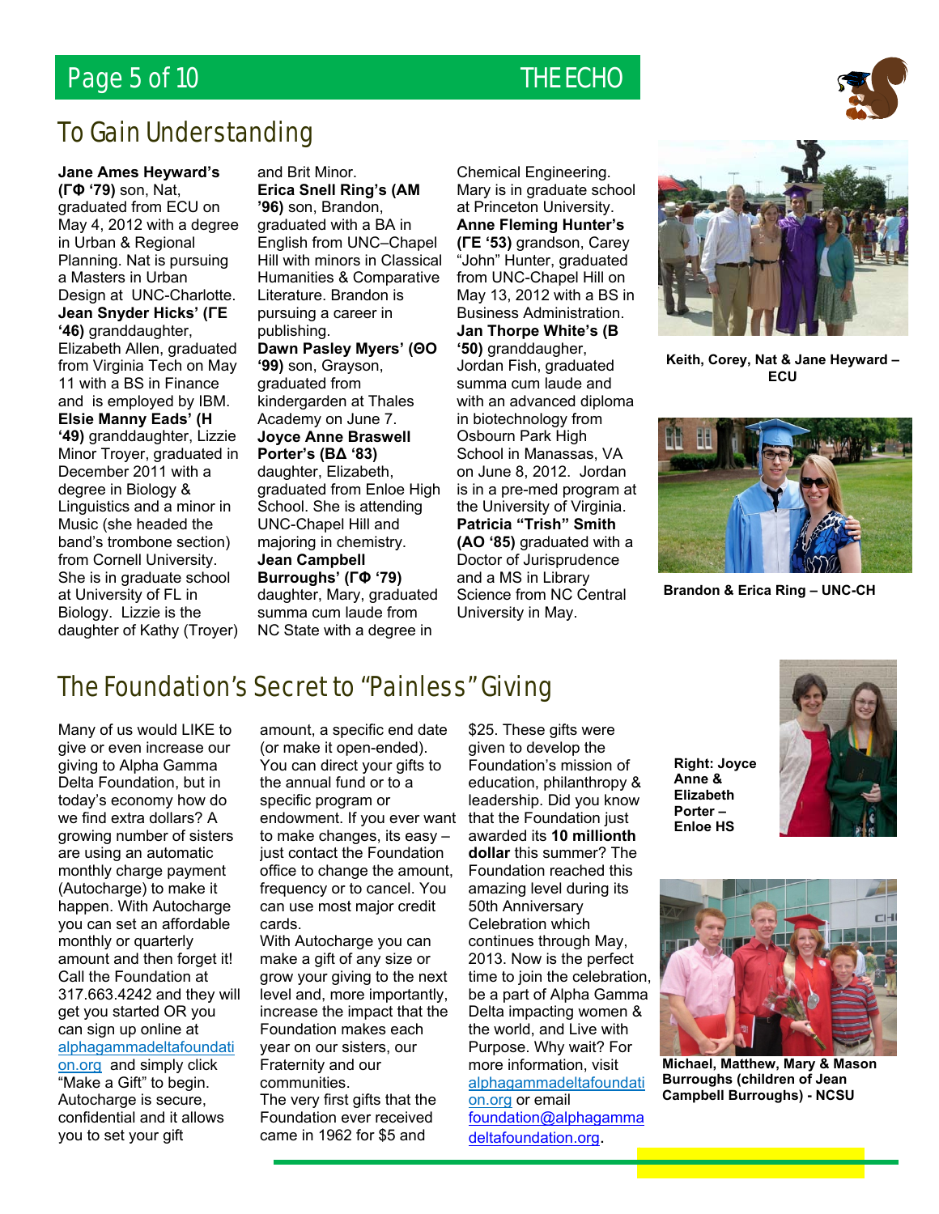## To Gain Understanding

**Jane Ames Heyward's (ΓΦ '79)** son, Nat, graduated from ECU on May 4, 2012 with a degree in Urban & Regional Planning. Nat is pursuing a Masters in Urban Design at UNC-Charlotte. **Jean Snyder Hicks' (ΓΕ '46)** granddaughter, Elizabeth Allen, graduated from Virginia Tech on May 11 with a BS in Finance and is employed by IBM. **Elsie Manny Eads' (Η '49)** granddaughter, Lizzie Minor Troyer, graduated in December 2011 with a degree in Biology & Linguistics and a minor in Music (she headed the band's trombone section) from Cornell University. She is in graduate school at University of FL in Biology. Lizzie is the daughter of Kathy (Troyer) and Brit Minor. **Erica Snell Ring's (AM '96)** son, Brandon, graduated with a BA in English from UNC–Chapel Hill with minors in Classical Humanities & Comparative Literature. Brandon is pursuing a career in publishing. **Dawn Pasley Myers' (ΘΟ '99)** son, Grayson, graduated from kindergarden at Thales Academy on June 7. **Joyce Anne Braswell Porter's (ΒΔ '83)** daughter, Elizabeth, graduated from Enloe High School. She is attending UNC-Chapel Hill and majoring in chemistry. **Jean Campbell Burroughs' (ΓΦ '79)** daughter, Mary, graduated summa cum laude from NC State with a degree in Chemical Engineering. Mary is in graduate school at Princeton University. **Anne Fleming Hunter's (ΓΕ '53)** grandson, Carey "John" Hunter, graduated from UNC-Chapel Hill on May 13, 2012 with a BS in Business Administration. **Jan Thorpe White's (Β '50)** granddaugher, Jordan Fish, graduated summa cum laude and with an advanced diploma in biotechnology from Osbourn Park High School in Manassas, VA on June 8, 2012. Jordan is in a pre-med program at the University of Virginia. **Patricia "Trish" Smith (ΑΟ '85)** graduated with a Doctor of Jurisprudence and a MS in Library Science from NC Central University in May.

**Keith, Corey, Nat & Jane Heyward – ECU**

**Brandon & Erica Ring – UNC-CH**

## The Foundation's Secret to "Painless" Giving

Many of us would LIKE to give or even increase our giving to Alpha Gamma Delta Foundation, but in today's economy how do we find extra dollars? A growing number of sisters are using an automatic monthly charge payment (Autocharge) to make it happen. With Autocharge you can set an affordable monthly or quarterly amount and then forget it! Call the Foundation at 317.663.4242 and they will get you started OR you can sign up online at alphagammadeltafoundation.org and simply click "Make a Gift" to begin. Autocharge is secure, confidential and it allows you to set your gift amount, a specific end date (or make it open-ended). You can direct your gifts to the annual fund or to a specific program or endowment. If you ever want to make changes, its easy – just contact the Foundation office to change the amount, frequency or to cancel. You can use most major credit cards.

With Autocharge you can make a gift of any size or grow your giving to the next level and, more importantly, increase the impact that the Foundation makes each year on our sisters, our Fraternity and our communities.

The very first gifts that the Foundation ever received came in 1962 for $5 and $25. These gifts were given to develop the Foundation's mission of education, philanthropy & leadership. Did you know that the Foundation just awarded its **10 millionth dollar** this summer? The Foundation reached this amazing level during its 50th Anniversary Celebration which continues through May, 2013. Now is the perfect time to join the celebration, be a part of Alpha Gamma Delta impacting women & the world, and Live with Purpose. Why wait? For more information, visit alphagammadeltafoundation.org or email foundation@alphagammadeltafoundation.org.

**Right: Joyce Anne & Elizabeth Porter – Enloe HS**

**Michael, Matthew, Mary & Mason Burroughs (children of Jean Campbell Burroughs) - NCSU**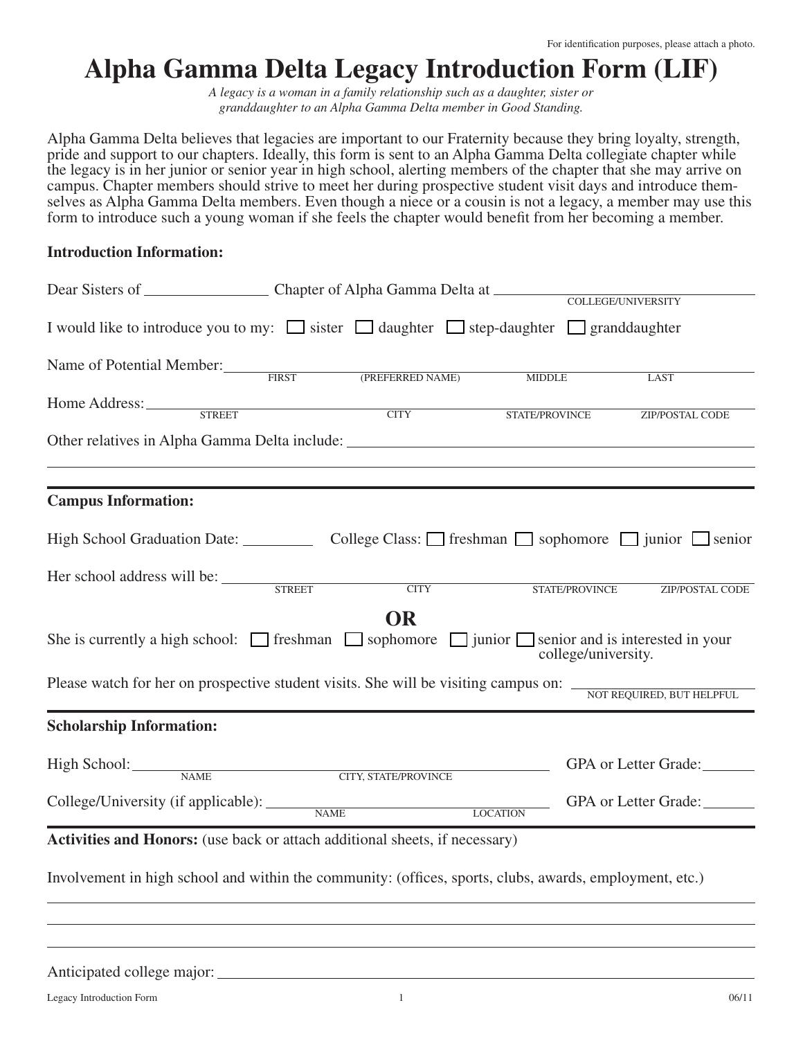For identification purposes, please attach a photo.

# Alpha Gamma Delta Legacy Introduction Form (LIF)

*A legacy is a woman in a family relationship such as a daughter, sister or granddaughter to an Alpha Gamma Delta member in Good Standing.*

Alpha Gamma Delta believes that legacies are important to our Fraternity because they bring loyalty, strength, pride and support to our chapters. Ideally, this form is sent to an Alpha Gamma Delta collegiate chapter while the legacy is in her junior or senior year in high school, alerting members of the chapter that she may arrive on campus. Chapter members should strive to meet her during prospective student visit days and introduce themselves as Alpha Gamma Delta members. Even though a niece or a cousin is not a legacy, a member may use this form to introduce such a young woman if she feels the chapter would benefit from her becoming a member.

**Introduction Information:**

Dear Sisters of ________________ Chapter of Alpha Gamma Delta at ________________________
COLLEGE/UNIVERSITY

I would like to introduce you to my: ☐ sister ☐ daughter ☐ step-daughter ☐ granddaughter

Name of Potential Member: ______________________________________________________________
FIRST (PREFERRED NAME) MIDDLE LAST

Home Address: ______________________________________________________________
STREET CITY STATE/PROVINCE ZIP/POSTAL CODE

Other relatives in Alpha Gamma Delta include: ______________________________________________________________

______________________________________________________________

**Campus Information:**

High School Graduation Date: _________ College Class: ☐ freshman ☐ sophomore ☐ junior ☐ senior

Her school address will be: ______________________________________________________________
STREET CITY STATE/PROVINCE ZIP/POSTAL CODE

**OR**

She is currently a high school: ☐ freshman ☐ sophomore ☐ junior ☐ senior and is interested in your college/university.

Please watch for her on prospective student visits. She will be visiting campus on: ____________________
NOT REQUIRED, BUT HELPFUL

**Scholarship Information:**

High School: ______________________________________________ GPA or Letter Grade: _______
NAME CITY, STATE/PROVINCE

College/University (if applicable): ______________________________ GPA or Letter Grade: _______
NAME LOCATION

**Activities and Honors:** (use back or attach additional sheets, if necessary)

Involvement in high school and within the community: (offices, sports, clubs, awards, employment, etc.)

______________________________________________________________

______________________________________________________________

______________________________________________________________

Anticipated college major: ______________________________________________________________

Legacy Introduction Form 06/11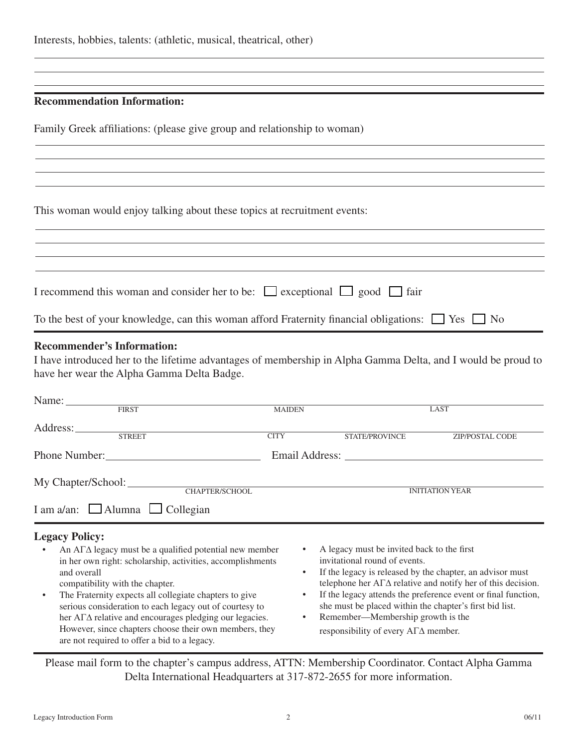Interests, hobbies, talents: (athletic, musical, theatrical, other)

## Recommendation Information:

Family Greek affiliations: (please give group and relationship to woman)

This woman would enjoy talking about these topics at recruitment events:

I recommend this woman and consider her to be: ☐ exceptional ☐ good ☐ fair

To the best of your knowledge, can this woman afford Fraternity financial obligations: ☐ Yes ☐ No

## Recommender's Information:

I have introduced her to the lifetime advantages of membership in Alpha Gamma Delta, and I would be proud to have her wear the Alpha Gamma Delta Badge.

Name: ______ FIRST ______ MAIDEN ______ LAST

Address: ______ STREET ______ CITY ______ STATE/PROVINCE ______ ZIP/POSTAL CODE

Phone Number: ______ Email Address: ______

My Chapter/School: ______ CHAPTER/SCHOOL ______ INITIATION YEAR

I am a/an: ☐ Alumna ☐ Collegian

## Legacy Policy:

- An ΑΓΔ legacy must be a qualified potential new member in her own right: scholarship, activities, accomplishments and overall compatibility with the chapter.
- The Fraternity expects all collegiate chapters to give serious consideration to each legacy out of courtesy to her ΑΓΔ relative and encourages pledging our legacies. However, since chapters choose their own members, they are not required to offer a bid to a legacy.
- A legacy must be invited back to the first invitational round of events.
- If the legacy is released by the chapter, an advisor must telephone her ΑΓΔ relative and notify her of this decision.
- If the legacy attends the preference event or final function, she must be placed within the chapter's first bid list.
- Remember—Membership growth is the responsibility of every ΑΓΔ member.

Please mail form to the chapter's campus address, ATTN: Membership Coordinator. Contact Alpha Gamma Delta International Headquarters at 317-872-2655 for more information.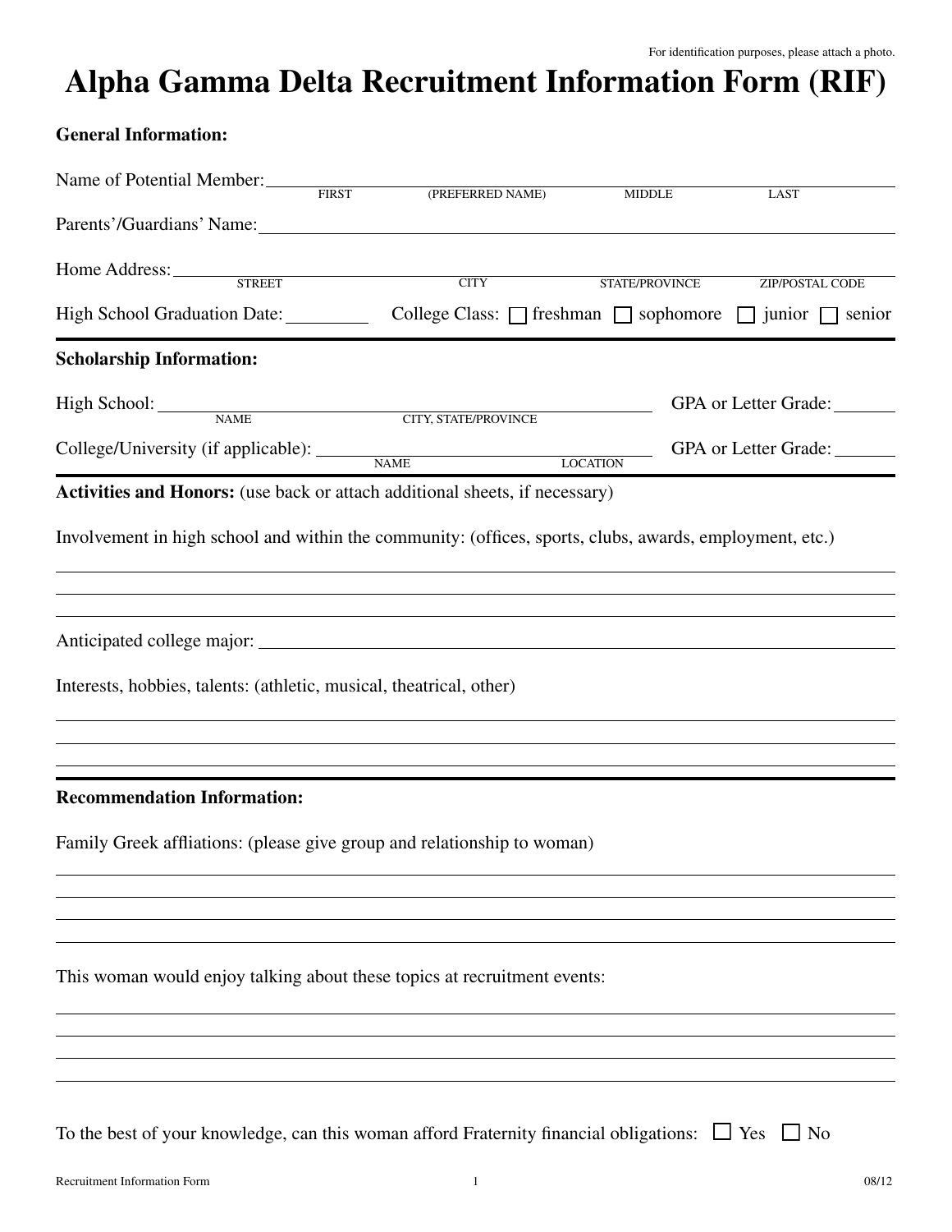For identification purposes, please attach a photo.

# Alpha Gamma Delta Recruitment Information Form (RIF)

**General Information:**

Name of Potential Member: ______________________________________________
FIRST (PREFERRED NAME) MIDDLE LAST

Parents'/Guardians' Name: ______________________________________________

Home Address: ______________________________________________
STREET CITY STATE/PROVINCE ZIP/POSTAL CODE

High School Graduation Date: _________ College Class: ☐ freshman ☐ sophomore ☐ junior ☐ senior

---

**Scholarship Information:**

High School: ______________________________ GPA or Letter Grade: _______
NAME CITY, STATE/PROVINCE

College/University (if applicable): ______________________________ GPA or Letter Grade: _______
NAME LOCATION

---

**Activities and Honors:** (use back or attach additional sheets, if necessary)

Involvement in high school and within the community: (offices, sports, clubs, awards, employment, etc.)

______________________________________________

______________________________________________

______________________________________________

Anticipated college major: ______________________________________________

Interests, hobbies, talents: (athletic, musical, theatrical, other)

______________________________________________

______________________________________________

______________________________________________

---

**Recommendation Information:**

Family Greek affliations: (please give group and relationship to woman)

______________________________________________

______________________________________________

______________________________________________

______________________________________________

This woman would enjoy talking about these topics at recruitment events:

______________________________________________

______________________________________________

______________________________________________

______________________________________________

To the best of your knowledge, can this woman afford Fraternity financial obligations: ☐ Yes ☐ No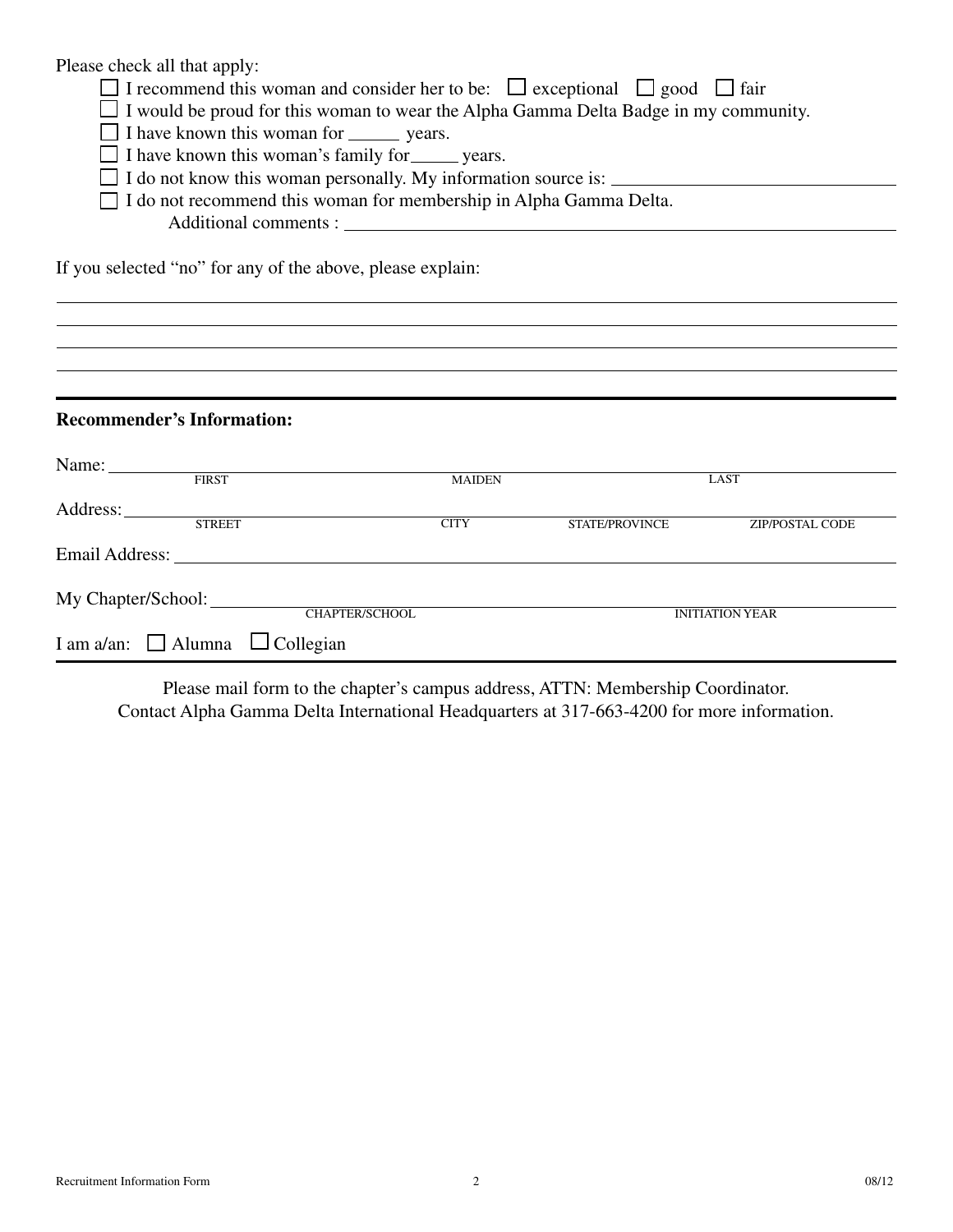Please check all that apply:

- ☐ I recommend this woman and consider her to be: ☐ exceptional ☐ good ☐ fair
- ☐ I would be proud for this woman to wear the Alpha Gamma Delta Badge in my community.
- ☐ I have known this woman for ______ years.
- ☐ I have known this woman's family for_____ years.
- ☐ I do not know this woman personally. My information source is: ______________________________
- ☐ I do not recommend this woman for membership in Alpha Gamma Delta.

  Additional comments : ____________________________________________________________

If you selected "no" for any of the above, please explain:

______________________________________________________________________________

______________________________________________________________________________

______________________________________________________________________________

______________________________________________________________________________

**Recommender's Information:**

Name: ______________________________________________________________________________
FIRST MAIDEN LAST

Address: ____________________________________________________________________________
STREET CITY STATE/PROVINCE ZIP/POSTAL CODE

Email Address: _______________________________________________________________________

My Chapter/School: ____________________________________________________________________
CHAPTER/SCHOOL INITIATION YEAR

I am a/an: ☐ Alumna ☐ Collegian

Please mail form to the chapter's campus address, ATTN: Membership Coordinator.
Contact Alpha Gamma Delta International Headquarters at 317-663-4200 for more information.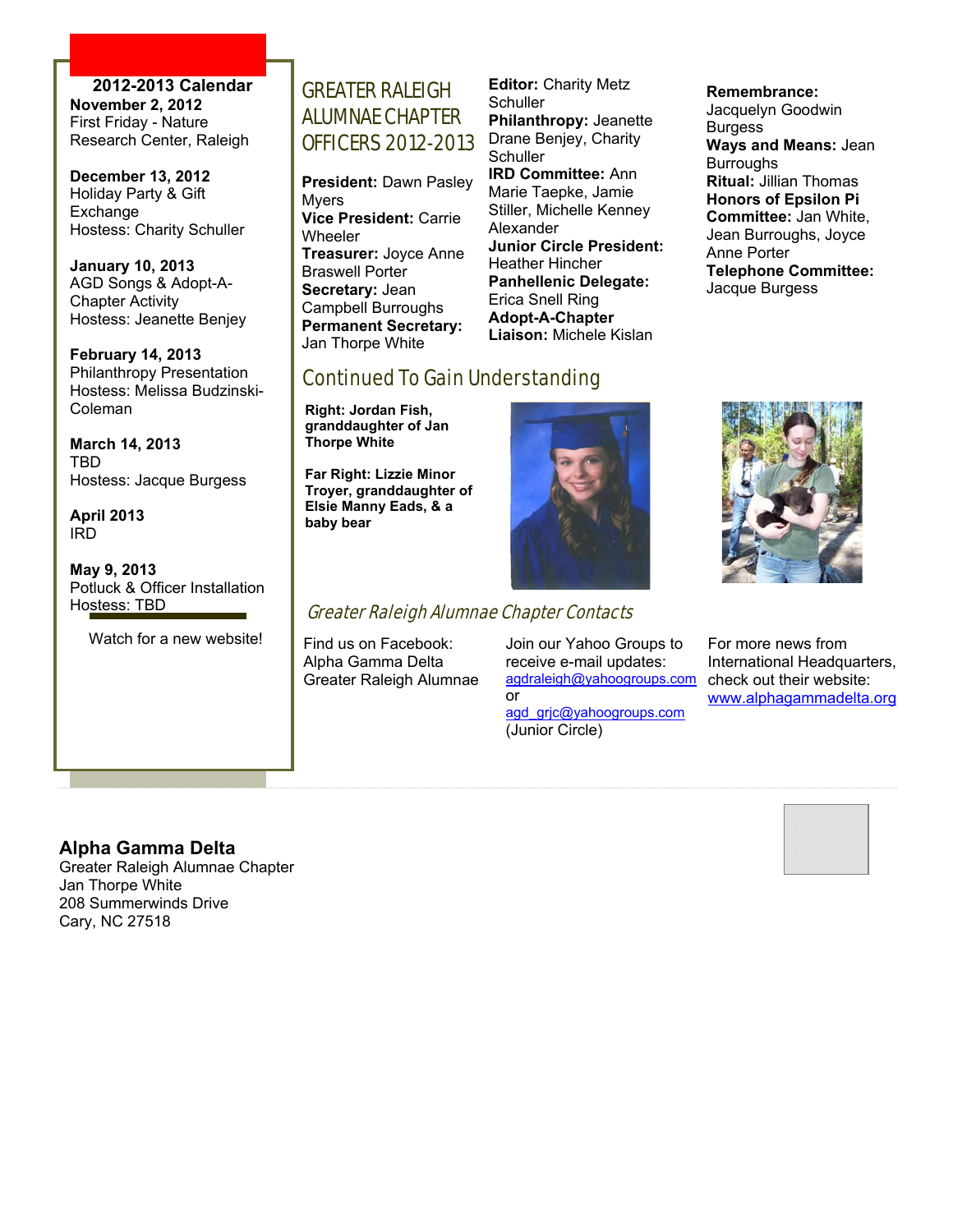## 2012-2013 Calendar

**November 2, 2012**
First Friday - Nature Research Center, Raleigh

**December 13, 2012**
Holiday Party & Gift Exchange
Hostess: Charity Schuller

**January 10, 2013**
AGD Songs & Adopt-A-Chapter Activity
Hostess: Jeanette Benjey

**February 14, 2013**
Philanthropy Presentation
Hostess: Melissa Budzinski-Coleman

**March 14, 2013**
TBD
Hostess: Jacque Burgess

**April 2013**
IRD

**May 9, 2013**
Potluck & Officer Installation
Hostess: TBD

Watch for a new website!

## GREATER RALEIGH ALUMNAE CHAPTER OFFICERS 2012-2013

**President:** Dawn Pasley Myers
**Vice President:** Carrie Wheeler
**Treasurer:** Joyce Anne Braswell Porter
**Secretary:** Jean Campbell Burroughs
**Permanent Secretary:** Jan Thorpe White
**Editor:** Charity Metz Schuller
**Philanthropy:** Jeanette Drane Benjey, Charity Schuller
**IRD Committee:** Ann Marie Taepke, Jamie Stiller, Michelle Kenney Alexander
**Junior Circle President:** Heather Hincher
**Panhellenic Delegate:** Erica Snell Ring
**Adopt-A-Chapter Liaison:** Michele Kislan
**Remembrance:** Jacquelyn Goodwin Burgess
**Ways and Means:** Jean Burroughs
**Ritual:** Jillian Thomas
**Honors of Epsilon Pi Committee:** Jan White, Jean Burroughs, Joyce Anne Porter
**Telephone Committee:** Jacque Burgess

## Continued To Gain Understanding

**Right: Jordan Fish, granddaughter of Jan Thorpe White**

**Far Right: Lizzie Minor Troyer, granddaughter of Elsie Manny Eads, & a baby bear**

## *Greater Raleigh Alumnae Chapter Contacts*

Find us on Facebook: Alpha Gamma Delta Greater Raleigh Alumnae

Join our Yahoo Groups to receive e-mail updates: agdraleigh@yahoogroups.com or agd_grjc@yahoogroups.com (Junior Circle)

For more news from International Headquarters, check out their website: www.alphagammadelta.org

**Alpha Gamma Delta**
Greater Raleigh Alumnae Chapter
Jan Thorpe White
208 Summerwinds Drive
Cary, NC 27518